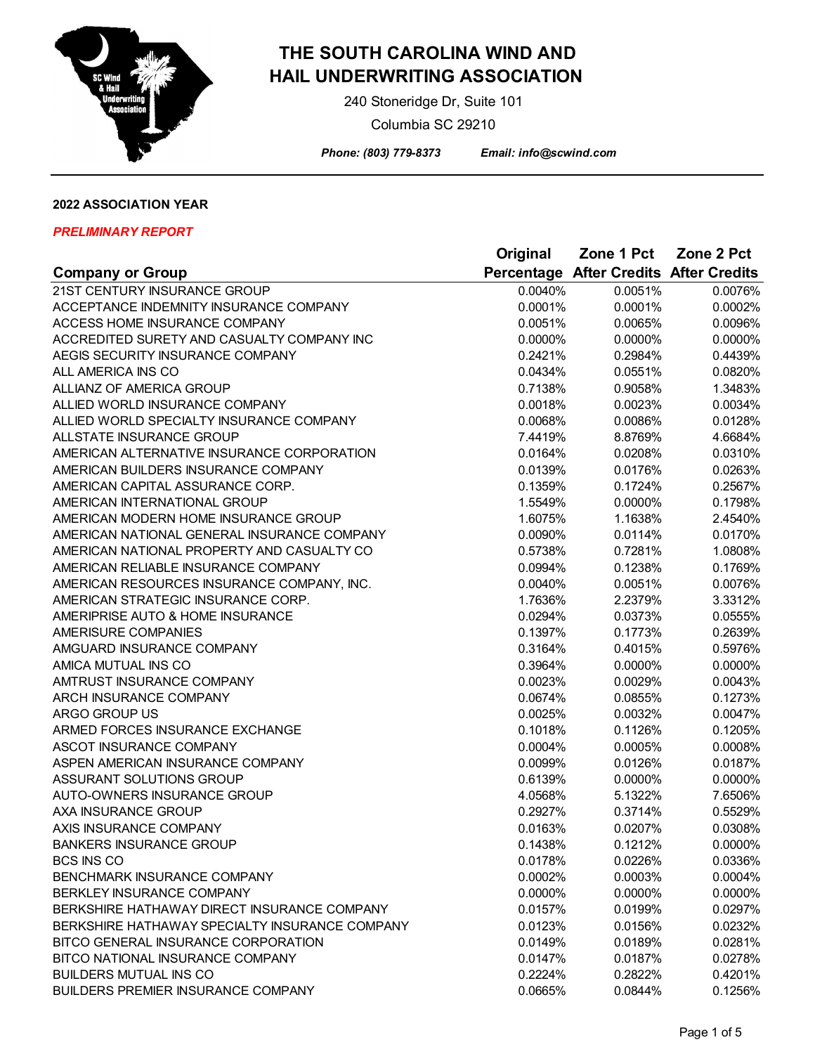# THE SOUTH CAROLINA WIND AND HAIL UNDERWRITING ASSOCIATION

240 Stoneridge Dr, Suite 101

Columbia SC 29210

***Phone: (803) 779-8373*** ***Email: info@scwind.com***

**2022 ASSOCIATION YEAR**

***PRELIMINARY REPORT***

| Company or Group | Original Percentage | Zone 1 Pct After Credits | Zone 2 Pct After Credits |
|---|---|---|---|
| 21ST CENTURY INSURANCE GROUP | 0.0040% | 0.0051% | 0.0076% |
| ACCEPTANCE INDEMNITY INSURANCE COMPANY | 0.0001% | 0.0001% | 0.0002% |
| ACCESS HOME INSURANCE COMPANY | 0.0051% | 0.0065% | 0.0096% |
| ACCREDITED SURETY AND CASUALTY COMPANY INC | 0.0000% | 0.0000% | 0.0000% |
| AEGIS SECURITY INSURANCE COMPANY | 0.2421% | 0.2984% | 0.4439% |
| ALL AMERICA INS CO | 0.0434% | 0.0551% | 0.0820% |
| ALLIANZ OF AMERICA GROUP | 0.7138% | 0.9058% | 1.3483% |
| ALLIED WORLD INSURANCE COMPANY | 0.0018% | 0.0023% | 0.0034% |
| ALLIED WORLD SPECIALTY INSURANCE COMPANY | 0.0068% | 0.0086% | 0.0128% |
| ALLSTATE INSURANCE GROUP | 7.4419% | 8.8769% | 4.6684% |
| AMERICAN ALTERNATIVE INSURANCE CORPORATION | 0.0164% | 0.0208% | 0.0310% |
| AMERICAN BUILDERS INSURANCE COMPANY | 0.0139% | 0.0176% | 0.0263% |
| AMERICAN CAPITAL ASSURANCE CORP. | 0.1359% | 0.1724% | 0.2567% |
| AMERICAN INTERNATIONAL GROUP | 1.5549% | 0.0000% | 0.1798% |
| AMERICAN MODERN HOME INSURANCE GROUP | 1.6075% | 1.1638% | 2.4540% |
| AMERICAN NATIONAL GENERAL INSURANCE COMPANY | 0.0090% | 0.0114% | 0.0170% |
| AMERICAN NATIONAL PROPERTY AND CASUALTY CO | 0.5738% | 0.7281% | 1.0808% |
| AMERICAN RELIABLE INSURANCE COMPANY | 0.0994% | 0.1238% | 0.1769% |
| AMERICAN RESOURCES INSURANCE COMPANY, INC. | 0.0040% | 0.0051% | 0.0076% |
| AMERICAN STRATEGIC INSURANCE CORP. | 1.7636% | 2.2379% | 3.3312% |
| AMERIPRISE AUTO & HOME INSURANCE | 0.0294% | 0.0373% | 0.0555% |
| AMERISURE COMPANIES | 0.1397% | 0.1773% | 0.2639% |
| AMGUARD INSURANCE COMPANY | 0.3164% | 0.4015% | 0.5976% |
| AMICA MUTUAL INS CO | 0.3964% | 0.0000% | 0.0000% |
| AMTRUST INSURANCE COMPANY | 0.0023% | 0.0029% | 0.0043% |
| ARCH INSURANCE COMPANY | 0.0674% | 0.0855% | 0.1273% |
| ARGO GROUP US | 0.0025% | 0.0032% | 0.0047% |
| ARMED FORCES INSURANCE EXCHANGE | 0.1018% | 0.1126% | 0.1205% |
| ASCOT INSURANCE COMPANY | 0.0004% | 0.0005% | 0.0008% |
| ASPEN AMERICAN INSURANCE COMPANY | 0.0099% | 0.0126% | 0.0187% |
| ASSURANT SOLUTIONS GROUP | 0.6139% | 0.0000% | 0.0000% |
| AUTO-OWNERS INSURANCE GROUP | 4.0568% | 5.1322% | 7.6506% |
| AXA INSURANCE GROUP | 0.2927% | 0.3714% | 0.5529% |
| AXIS INSURANCE COMPANY | 0.0163% | 0.0207% | 0.0308% |
| BANKERS INSURANCE GROUP | 0.1438% | 0.1212% | 0.0000% |
| BCS INS CO | 0.0178% | 0.0226% | 0.0336% |
| BENCHMARK INSURANCE COMPANY | 0.0002% | 0.0003% | 0.0004% |
| BERKLEY INSURANCE COMPANY | 0.0000% | 0.0000% | 0.0000% |
| BERKSHIRE HATHAWAY DIRECT INSURANCE COMPANY | 0.0157% | 0.0199% | 0.0297% |
| BERKSHIRE HATHAWAY SPECIALTY INSURANCE COMPANY | 0.0123% | 0.0156% | 0.0232% |
| BITCO GENERAL INSURANCE CORPORATION | 0.0149% | 0.0189% | 0.0281% |
| BITCO NATIONAL INSURANCE COMPANY | 0.0147% | 0.0187% | 0.0278% |
| BUILDERS MUTUAL INS CO | 0.2224% | 0.2822% | 0.4201% |
| BUILDERS PREMIER INSURANCE COMPANY | 0.0665% | 0.0844% | 0.1256% |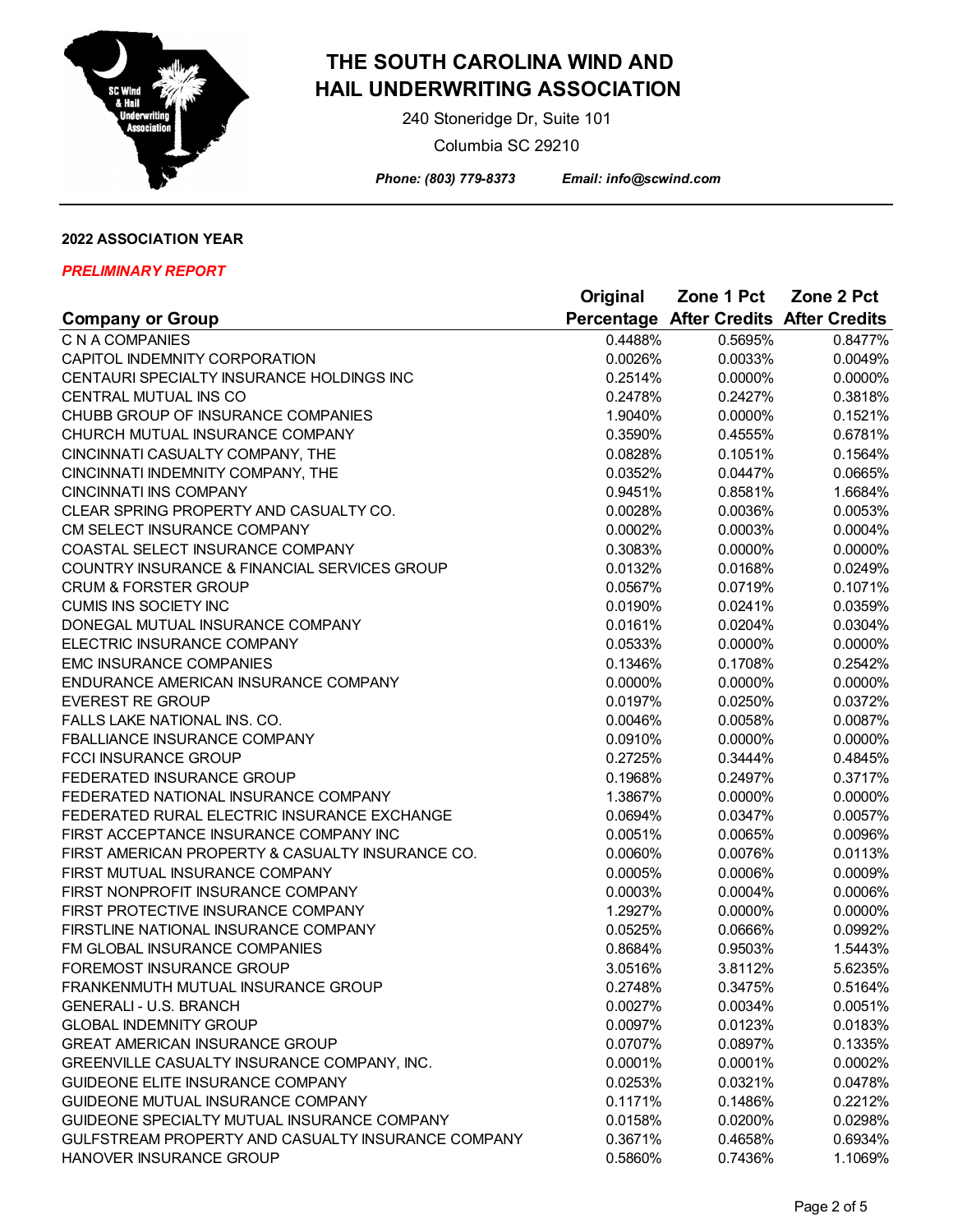# THE SOUTH CAROLINA WIND AND HAIL UNDERWRITING ASSOCIATION

240 Stoneridge Dr, Suite 101

Columbia SC 29210

***Phone: (803) 779-8373*** ***Email: info@scwind.com***

**2022 ASSOCIATION YEAR**

***PRELIMINARY REPORT***

| Company or Group | Original Percentage | Zone 1 Pct After Credits | Zone 2 Pct After Credits |
|---|---|---|---|
| C N A COMPANIES | 0.4488% | 0.5695% | 0.8477% |
| CAPITOL INDEMNITY CORPORATION | 0.0026% | 0.0033% | 0.0049% |
| CENTAURI SPECIALTY INSURANCE HOLDINGS INC | 0.2514% | 0.0000% | 0.0000% |
| CENTRAL MUTUAL INS CO | 0.2478% | 0.2427% | 0.3818% |
| CHUBB GROUP OF INSURANCE COMPANIES | 1.9040% | 0.0000% | 0.1521% |
| CHURCH MUTUAL INSURANCE COMPANY | 0.3590% | 0.4555% | 0.6781% |
| CINCINNATI CASUALTY COMPANY, THE | 0.0828% | 0.1051% | 0.1564% |
| CINCINNATI INDEMNITY COMPANY, THE | 0.0352% | 0.0447% | 0.0665% |
| CINCINNATI INS COMPANY | 0.9451% | 0.8581% | 1.6684% |
| CLEAR SPRING PROPERTY AND CASUALTY CO. | 0.0028% | 0.0036% | 0.0053% |
| CM SELECT INSURANCE COMPANY | 0.0002% | 0.0003% | 0.0004% |
| COASTAL SELECT INSURANCE COMPANY | 0.3083% | 0.0000% | 0.0000% |
| COUNTRY INSURANCE & FINANCIAL SERVICES GROUP | 0.0132% | 0.0168% | 0.0249% |
| CRUM & FORSTER GROUP | 0.0567% | 0.0719% | 0.1071% |
| CUMIS INS SOCIETY INC | 0.0190% | 0.0241% | 0.0359% |
| DONEGAL MUTUAL INSURANCE COMPANY | 0.0161% | 0.0204% | 0.0304% |
| ELECTRIC INSURANCE COMPANY | 0.0533% | 0.0000% | 0.0000% |
| EMC INSURANCE COMPANIES | 0.1346% | 0.1708% | 0.2542% |
| ENDURANCE AMERICAN INSURANCE COMPANY | 0.0000% | 0.0000% | 0.0000% |
| EVEREST RE GROUP | 0.0197% | 0.0250% | 0.0372% |
| FALLS LAKE NATIONAL INS. CO. | 0.0046% | 0.0058% | 0.0087% |
| FBALLIANCE INSURANCE COMPANY | 0.0910% | 0.0000% | 0.0000% |
| FCCI INSURANCE GROUP | 0.2725% | 0.3444% | 0.4845% |
| FEDERATED INSURANCE GROUP | 0.1968% | 0.2497% | 0.3717% |
| FEDERATED NATIONAL INSURANCE COMPANY | 1.3867% | 0.0000% | 0.0000% |
| FEDERATED RURAL ELECTRIC INSURANCE EXCHANGE | 0.0694% | 0.0347% | 0.0057% |
| FIRST ACCEPTANCE INSURANCE COMPANY INC | 0.0051% | 0.0065% | 0.0096% |
| FIRST AMERICAN PROPERTY & CASUALTY INSURANCE CO. | 0.0060% | 0.0076% | 0.0113% |
| FIRST MUTUAL INSURANCE COMPANY | 0.0005% | 0.0006% | 0.0009% |
| FIRST NONPROFIT INSURANCE COMPANY | 0.0003% | 0.0004% | 0.0006% |
| FIRST PROTECTIVE INSURANCE COMPANY | 1.2927% | 0.0000% | 0.0000% |
| FIRSTLINE NATIONAL INSURANCE COMPANY | 0.0525% | 0.0666% | 0.0992% |
| FM GLOBAL INSURANCE COMPANIES | 0.8684% | 0.9503% | 1.5443% |
| FOREMOST INSURANCE GROUP | 3.0516% | 3.8112% | 5.6235% |
| FRANKENMUTH MUTUAL INSURANCE GROUP | 0.2748% | 0.3475% | 0.5164% |
| GENERALI - U.S. BRANCH | 0.0027% | 0.0034% | 0.0051% |
| GLOBAL INDEMNITY GROUP | 0.0097% | 0.0123% | 0.0183% |
| GREAT AMERICAN INSURANCE GROUP | 0.0707% | 0.0897% | 0.1335% |
| GREENVILLE CASUALTY INSURANCE COMPANY, INC. | 0.0001% | 0.0001% | 0.0002% |
| GUIDEONE ELITE INSURANCE COMPANY | 0.0253% | 0.0321% | 0.0478% |
| GUIDEONE MUTUAL INSURANCE COMPANY | 0.1171% | 0.1486% | 0.2212% |
| GUIDEONE SPECIALTY MUTUAL INSURANCE COMPANY | 0.0158% | 0.0200% | 0.0298% |
| GULFSTREAM PROPERTY AND CASUALTY INSURANCE COMPANY | 0.3671% | 0.4658% | 0.6934% |
| HANOVER INSURANCE GROUP | 0.5860% | 0.7436% | 1.1069% |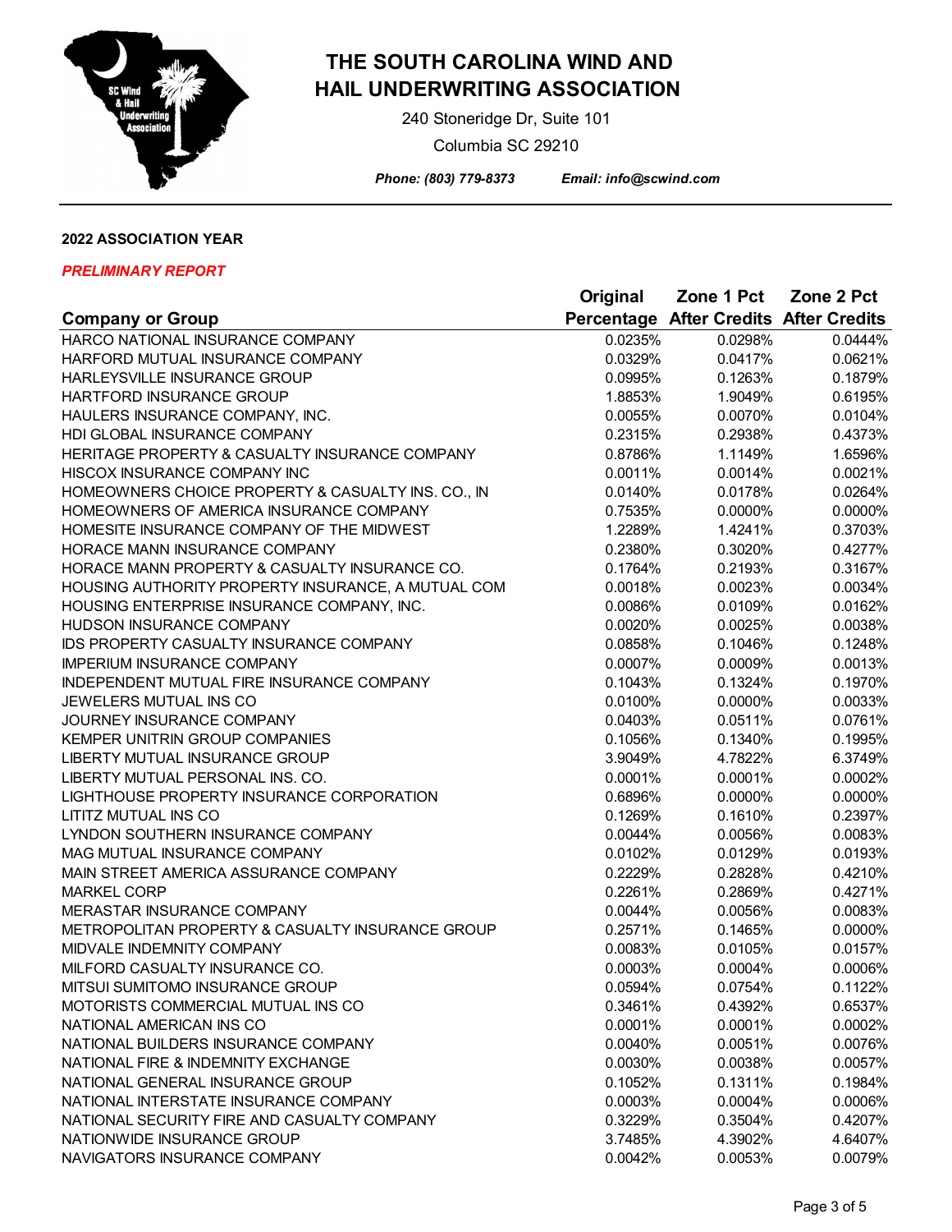# THE SOUTH CAROLINA WIND AND HAIL UNDERWRITING ASSOCIATION

240 Stoneridge Dr, Suite 101

Columbia SC 29210

*Phone: (803) 779-8373* *Email: info@scwind.com*

**2022 ASSOCIATION YEAR**

***PRELIMINARY REPORT***

| Company or Group | Original Percentage | Zone 1 Pct After Credits | Zone 2 Pct After Credits |
|---|---|---|---|
| HARCO NATIONAL INSURANCE COMPANY | 0.0235% | 0.0298% | 0.0444% |
| HARFORD MUTUAL INSURANCE COMPANY | 0.0329% | 0.0417% | 0.0621% |
| HARLEYSVILLE INSURANCE GROUP | 0.0995% | 0.1263% | 0.1879% |
| HARTFORD INSURANCE GROUP | 1.8853% | 1.9049% | 0.6195% |
| HAULERS INSURANCE COMPANY, INC. | 0.0055% | 0.0070% | 0.0104% |
| HDI GLOBAL INSURANCE COMPANY | 0.2315% | 0.2938% | 0.4373% |
| HERITAGE PROPERTY & CASUALTY INSURANCE COMPANY | 0.8786% | 1.1149% | 1.6596% |
| HISCOX INSURANCE COMPANY INC | 0.0011% | 0.0014% | 0.0021% |
| HOMEOWNERS CHOICE PROPERTY & CASUALTY INS. CO., IN | 0.0140% | 0.0178% | 0.0264% |
| HOMEOWNERS OF AMERICA INSURANCE COMPANY | 0.7535% | 0.0000% | 0.0000% |
| HOMESITE INSURANCE COMPANY OF THE MIDWEST | 1.2289% | 1.4241% | 0.3703% |
| HORACE MANN INSURANCE COMPANY | 0.2380% | 0.3020% | 0.4277% |
| HORACE MANN PROPERTY & CASUALTY INSURANCE CO. | 0.1764% | 0.2193% | 0.3167% |
| HOUSING AUTHORITY PROPERTY INSURANCE, A MUTUAL COM | 0.0018% | 0.0023% | 0.0034% |
| HOUSING ENTERPRISE INSURANCE COMPANY, INC. | 0.0086% | 0.0109% | 0.0162% |
| HUDSON INSURANCE COMPANY | 0.0020% | 0.0025% | 0.0038% |
| IDS PROPERTY CASUALTY INSURANCE COMPANY | 0.0858% | 0.1046% | 0.1248% |
| IMPERIUM INSURANCE COMPANY | 0.0007% | 0.0009% | 0.0013% |
| INDEPENDENT MUTUAL FIRE INSURANCE COMPANY | 0.1043% | 0.1324% | 0.1970% |
| JEWELERS MUTUAL INS CO | 0.0100% | 0.0000% | 0.0033% |
| JOURNEY INSURANCE COMPANY | 0.0403% | 0.0511% | 0.0761% |
| KEMPER UNITRIN GROUP COMPANIES | 0.1056% | 0.1340% | 0.1995% |
| LIBERTY MUTUAL INSURANCE GROUP | 3.9049% | 4.7822% | 6.3749% |
| LIBERTY MUTUAL PERSONAL INS. CO. | 0.0001% | 0.0001% | 0.0002% |
| LIGHTHOUSE PROPERTY INSURANCE CORPORATION | 0.6896% | 0.0000% | 0.0000% |
| LITITZ MUTUAL INS CO | 0.1269% | 0.1610% | 0.2397% |
| LYNDON SOUTHERN INSURANCE COMPANY | 0.0044% | 0.0056% | 0.0083% |
| MAG MUTUAL INSURANCE COMPANY | 0.0102% | 0.0129% | 0.0193% |
| MAIN STREET AMERICA ASSURANCE COMPANY | 0.2229% | 0.2828% | 0.4210% |
| MARKEL CORP | 0.2261% | 0.2869% | 0.4271% |
| MERASTAR INSURANCE COMPANY | 0.0044% | 0.0056% | 0.0083% |
| METROPOLITAN PROPERTY & CASUALTY INSURANCE GROUP | 0.2571% | 0.1465% | 0.0000% |
| MIDVALE INDEMNITY COMPANY | 0.0083% | 0.0105% | 0.0157% |
| MILFORD CASUALTY INSURANCE CO. | 0.0003% | 0.0004% | 0.0006% |
| MITSUI SUMITOMO INSURANCE GROUP | 0.0594% | 0.0754% | 0.1122% |
| MOTORISTS COMMERCIAL MUTUAL INS CO | 0.3461% | 0.4392% | 0.6537% |
| NATIONAL AMERICAN INS CO | 0.0001% | 0.0001% | 0.0002% |
| NATIONAL BUILDERS INSURANCE COMPANY | 0.0040% | 0.0051% | 0.0076% |
| NATIONAL FIRE & INDEMNITY EXCHANGE | 0.0030% | 0.0038% | 0.0057% |
| NATIONAL GENERAL INSURANCE GROUP | 0.1052% | 0.1311% | 0.1984% |
| NATIONAL INTERSTATE INSURANCE COMPANY | 0.0003% | 0.0004% | 0.0006% |
| NATIONAL SECURITY FIRE AND CASUALTY COMPANY | 0.3229% | 0.3504% | 0.4207% |
| NATIONWIDE INSURANCE GROUP | 3.7485% | 4.3902% | 4.6407% |
| NAVIGATORS INSURANCE COMPANY | 0.0042% | 0.0053% | 0.0079% |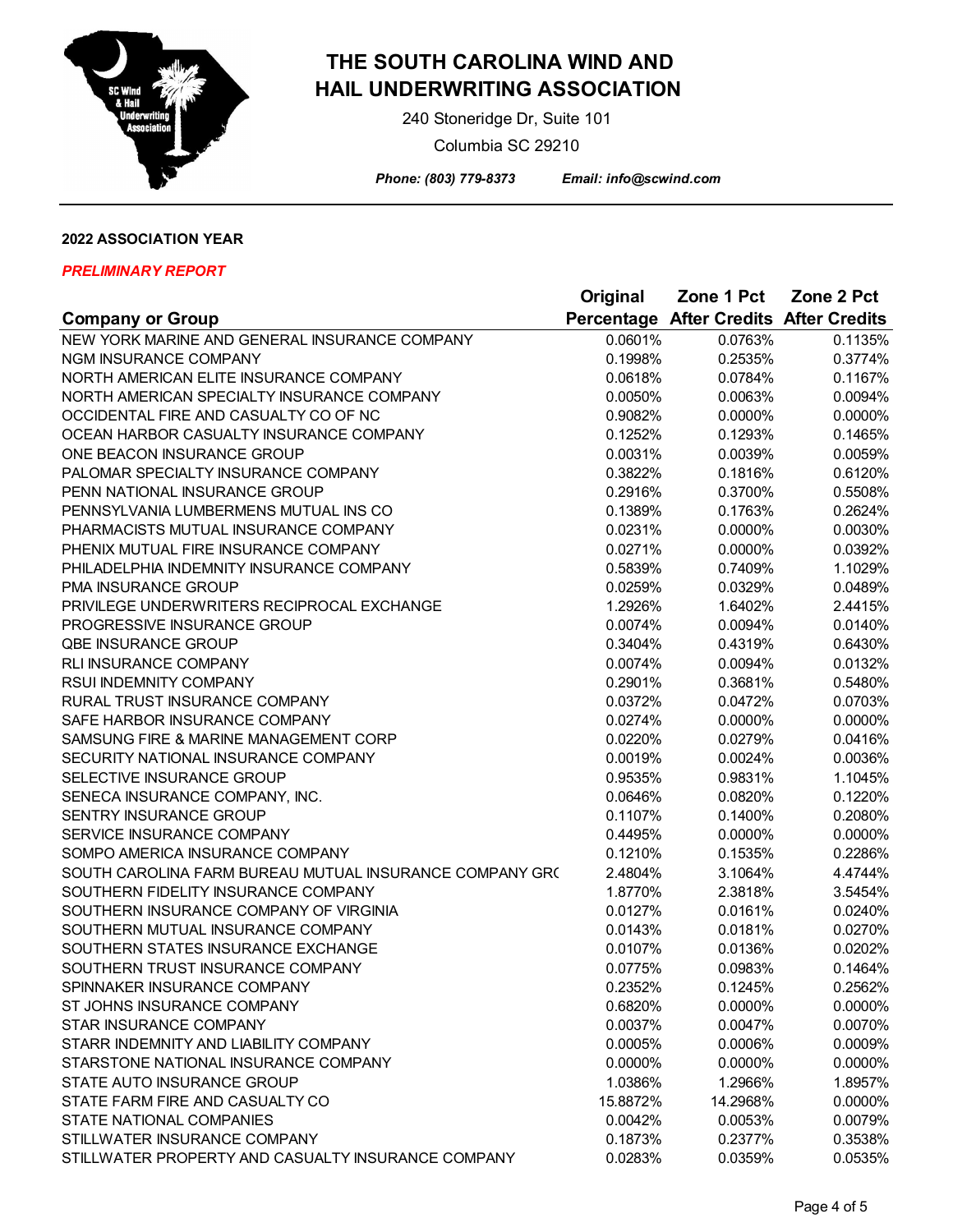# THE SOUTH CAROLINA WIND AND HAIL UNDERWRITING ASSOCIATION

240 Stoneridge Dr, Suite 101

Columbia SC 29210

*Phone: (803) 779-8373* *Email: info@scwind.com*

**2022 ASSOCIATION YEAR**

***PRELIMINARY REPORT***

| Company or Group | Original Percentage | Zone 1 Pct After Credits | Zone 2 Pct After Credits |
|---|---|---|---|
| NEW YORK MARINE AND GENERAL INSURANCE COMPANY | 0.0601% | 0.0763% | 0.1135% |
| NGM INSURANCE COMPANY | 0.1998% | 0.2535% | 0.3774% |
| NORTH AMERICAN ELITE INSURANCE COMPANY | 0.0618% | 0.0784% | 0.1167% |
| NORTH AMERICAN SPECIALTY INSURANCE COMPANY | 0.0050% | 0.0063% | 0.0094% |
| OCCIDENTAL FIRE AND CASUALTY CO OF NC | 0.9082% | 0.0000% | 0.0000% |
| OCEAN HARBOR CASUALTY INSURANCE COMPANY | 0.1252% | 0.1293% | 0.1465% |
| ONE BEACON INSURANCE GROUP | 0.0031% | 0.0039% | 0.0059% |
| PALOMAR SPECIALTY INSURANCE COMPANY | 0.3822% | 0.1816% | 0.6120% |
| PENN NATIONAL INSURANCE GROUP | 0.2916% | 0.3700% | 0.5508% |
| PENNSYLVANIA LUMBERMENS MUTUAL INS CO | 0.1389% | 0.1763% | 0.2624% |
| PHARMACISTS MUTUAL INSURANCE COMPANY | 0.0231% | 0.0000% | 0.0030% |
| PHENIX MUTUAL FIRE INSURANCE COMPANY | 0.0271% | 0.0000% | 0.0392% |
| PHILADELPHIA INDEMNITY INSURANCE COMPANY | 0.5839% | 0.7409% | 1.1029% |
| PMA INSURANCE GROUP | 0.0259% | 0.0329% | 0.0489% |
| PRIVILEGE UNDERWRITERS RECIPROCAL EXCHANGE | 1.2926% | 1.6402% | 2.4415% |
| PROGRESSIVE INSURANCE GROUP | 0.0074% | 0.0094% | 0.0140% |
| QBE INSURANCE GROUP | 0.3404% | 0.4319% | 0.6430% |
| RLI INSURANCE COMPANY | 0.0074% | 0.0094% | 0.0132% |
| RSUI INDEMNITY COMPANY | 0.2901% | 0.3681% | 0.5480% |
| RURAL TRUST INSURANCE COMPANY | 0.0372% | 0.0472% | 0.0703% |
| SAFE HARBOR INSURANCE COMPANY | 0.0274% | 0.0000% | 0.0000% |
| SAMSUNG FIRE & MARINE MANAGEMENT CORP | 0.0220% | 0.0279% | 0.0416% |
| SECURITY NATIONAL INSURANCE COMPANY | 0.0019% | 0.0024% | 0.0036% |
| SELECTIVE INSURANCE GROUP | 0.9535% | 0.9831% | 1.1045% |
| SENECA INSURANCE COMPANY, INC. | 0.0646% | 0.0820% | 0.1220% |
| SENTRY INSURANCE GROUP | 0.1107% | 0.1400% | 0.2080% |
| SERVICE INSURANCE COMPANY | 0.4495% | 0.0000% | 0.0000% |
| SOMPO AMERICA INSURANCE COMPANY | 0.1210% | 0.1535% | 0.2286% |
| SOUTH CAROLINA FARM BUREAU MUTUAL INSURANCE COMPANY GR( | 2.4804% | 3.1064% | 4.4744% |
| SOUTHERN FIDELITY INSURANCE COMPANY | 1.8770% | 2.3818% | 3.5454% |
| SOUTHERN INSURANCE COMPANY OF VIRGINIA | 0.0127% | 0.0161% | 0.0240% |
| SOUTHERN MUTUAL INSURANCE COMPANY | 0.0143% | 0.0181% | 0.0270% |
| SOUTHERN STATES INSURANCE EXCHANGE | 0.0107% | 0.0136% | 0.0202% |
| SOUTHERN TRUST INSURANCE COMPANY | 0.0775% | 0.0983% | 0.1464% |
| SPINNAKER INSURANCE COMPANY | 0.2352% | 0.1245% | 0.2562% |
| ST JOHNS INSURANCE COMPANY | 0.6820% | 0.0000% | 0.0000% |
| STAR INSURANCE COMPANY | 0.0037% | 0.0047% | 0.0070% |
| STARR INDEMNITY AND LIABILITY COMPANY | 0.0005% | 0.0006% | 0.0009% |
| STARSTONE NATIONAL INSURANCE COMPANY | 0.0000% | 0.0000% | 0.0000% |
| STATE AUTO INSURANCE GROUP | 1.0386% | 1.2966% | 1.8957% |
| STATE FARM FIRE AND CASUALTY CO | 15.8872% | 14.2968% | 0.0000% |
| STATE NATIONAL COMPANIES | 0.0042% | 0.0053% | 0.0079% |
| STILLWATER INSURANCE COMPANY | 0.1873% | 0.2377% | 0.3538% |
| STILLWATER PROPERTY AND CASUALTY INSURANCE COMPANY | 0.0283% | 0.0359% | 0.0535% |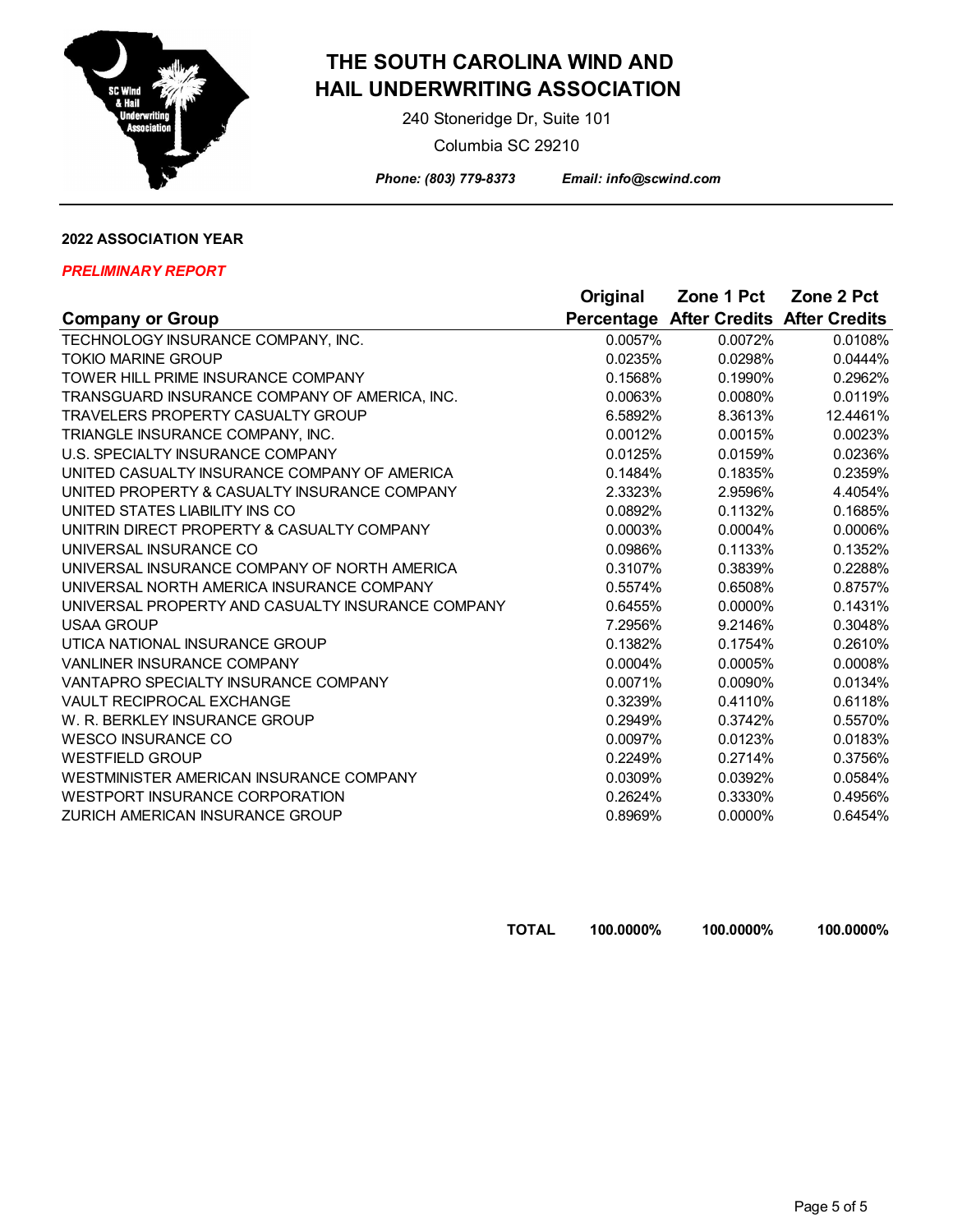# THE SOUTH CAROLINA WIND AND HAIL UNDERWRITING ASSOCIATION

240 Stoneridge Dr, Suite 101

Columbia SC 29210

*Phone: (803) 779-8373* *Email: info@scwind.com*

**2022 ASSOCIATION YEAR**

***PRELIMINARY REPORT***

| Company or Group | Original Percentage | Zone 1 Pct After Credits | Zone 2 Pct After Credits |
|---|---|---|---|
| TECHNOLOGY INSURANCE COMPANY, INC. | 0.0057% | 0.0072% | 0.0108% |
| TOKIO MARINE GROUP | 0.0235% | 0.0298% | 0.0444% |
| TOWER HILL PRIME INSURANCE COMPANY | 0.1568% | 0.1990% | 0.2962% |
| TRANSGUARD INSURANCE COMPANY OF AMERICA, INC. | 0.0063% | 0.0080% | 0.0119% |
| TRAVELERS PROPERTY CASUALTY GROUP | 6.5892% | 8.3613% | 12.4461% |
| TRIANGLE INSURANCE COMPANY, INC. | 0.0012% | 0.0015% | 0.0023% |
| U.S. SPECIALTY INSURANCE COMPANY | 0.0125% | 0.0159% | 0.0236% |
| UNITED CASUALTY INSURANCE COMPANY OF AMERICA | 0.1484% | 0.1835% | 0.2359% |
| UNITED PROPERTY & CASUALTY INSURANCE COMPANY | 2.3323% | 2.9596% | 4.4054% |
| UNITED STATES LIABILITY INS CO | 0.0892% | 0.1132% | 0.1685% |
| UNITRIN DIRECT PROPERTY & CASUALTY COMPANY | 0.0003% | 0.0004% | 0.0006% |
| UNIVERSAL INSURANCE CO | 0.0986% | 0.1133% | 0.1352% |
| UNIVERSAL INSURANCE COMPANY OF NORTH AMERICA | 0.3107% | 0.3839% | 0.2288% |
| UNIVERSAL NORTH AMERICA INSURANCE COMPANY | 0.5574% | 0.6508% | 0.8757% |
| UNIVERSAL PROPERTY AND CASUALTY INSURANCE COMPANY | 0.6455% | 0.0000% | 0.1431% |
| USAA GROUP | 7.2956% | 9.2146% | 0.3048% |
| UTICA NATIONAL INSURANCE GROUP | 0.1382% | 0.1754% | 0.2610% |
| VANLINER INSURANCE COMPANY | 0.0004% | 0.0005% | 0.0008% |
| VANTAPRO SPECIALTY INSURANCE COMPANY | 0.0071% | 0.0090% | 0.0134% |
| VAULT RECIPROCAL EXCHANGE | 0.3239% | 0.4110% | 0.6118% |
| W. R. BERKLEY INSURANCE GROUP | 0.2949% | 0.3742% | 0.5570% |
| WESCO INSURANCE CO | 0.0097% | 0.0123% | 0.0183% |
| WESTFIELD GROUP | 0.2249% | 0.2714% | 0.3756% |
| WESTMINISTER AMERICAN INSURANCE COMPANY | 0.0309% | 0.0392% | 0.0584% |
| WESTPORT INSURANCE CORPORATION | 0.2624% | 0.3330% | 0.4956% |
| ZURICH AMERICAN INSURANCE GROUP | 0.8969% | 0.0000% | 0.6454% |
| **TOTAL** | **100.0000%** | **100.0000%** | **100.0000%** |